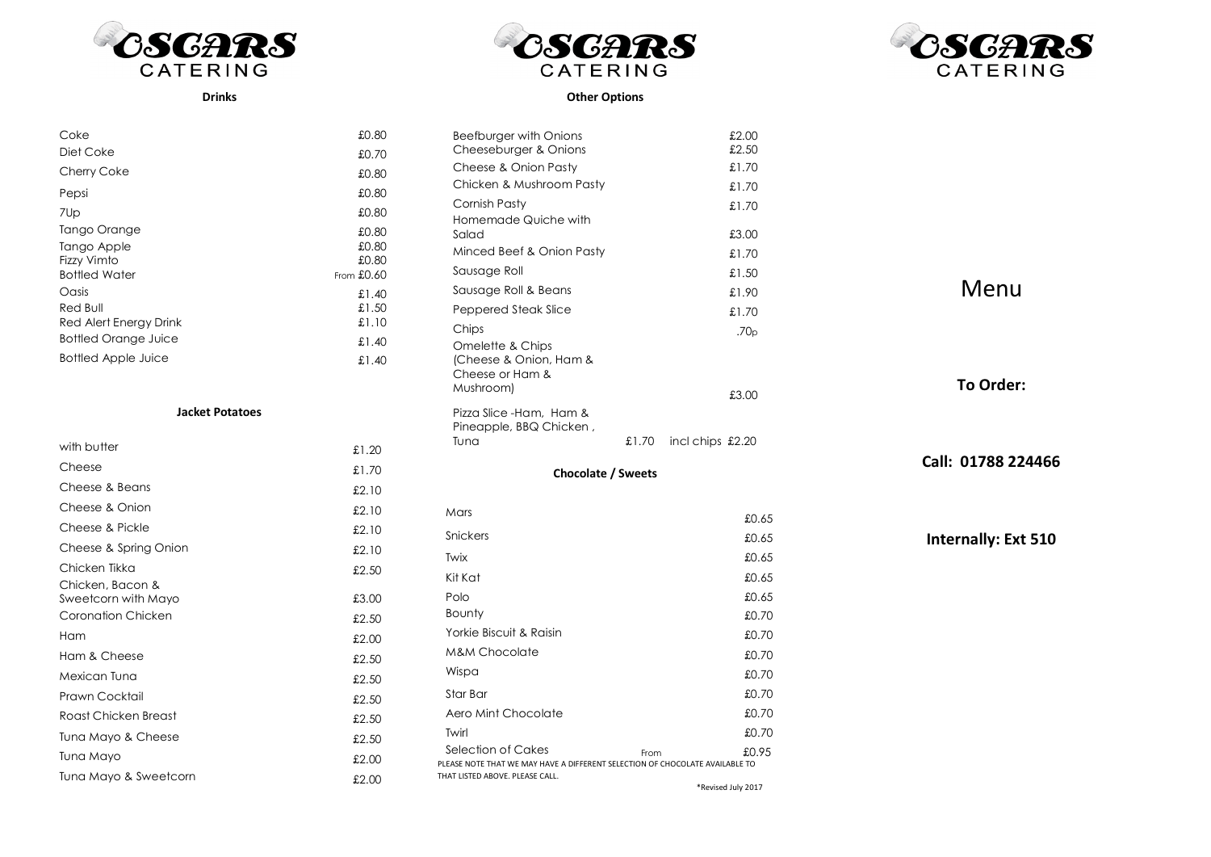# OSCARS CATERING

## Drinks

| Item | Price |
| --- | --- |
| Coke | £0.80 |
| Diet Coke | £0.70 |
| Cherry Coke | £0.80 |
| Pepsi | £0.80 |
| 7Up | £0.80 |
| Tango Orange | £0.80 |
| Tango Apple | £0.80 |
| Fizzy Vimto | £0.80 |
| Bottled Water | From £0.60 |
| Oasis | £1.40 |
| Red Bull | £1.50 |
| Red Alert Energy Drink | £1.10 |
| Bottled Orange Juice | £1.40 |
| Bottled Apple Juice | £1.40 |

## Jacket Potatoes

| Item | Price |
| --- | --- |
| with butter | £1.20 |
| Cheese | £1.70 |
| Cheese & Beans | £2.10 |
| Cheese & Onion | £2.10 |
| Cheese & Pickle | £2.10 |
| Cheese & Spring Onion | £2.10 |
| Chicken Tikka | £2.50 |
| Chicken, Bacon & Sweetcorn with Mayo | £3.00 |
| Coronation Chicken | £2.50 |
| Ham | £2.00 |
| Ham & Cheese | £2.50 |
| Mexican Tuna | £2.50 |
| Prawn Cocktail | £2.50 |
| Roast Chicken Breast | £2.50 |
| Tuna Mayo & Cheese | £2.50 |
| Tuna Mayo | £2.00 |
| Tuna Mayo & Sweetcorn | £2.00 |

# OSCARS CATERING

## Other Options

| Item | Price |
| --- | --- |
| Beefburger with Onions | £2.00 |
| Cheeseburger & Onions | £2.50 |
| Cheese & Onion Pasty | £1.70 |
| Chicken & Mushroom Pasty | £1.70 |
| Cornish Pasty | £1.70 |
| Homemade Quiche with Salad | £3.00 |
| Minced Beef & Onion Pasty | £1.70 |
| Sausage Roll | £1.50 |
| Sausage Roll & Beans | £1.90 |
| Peppered Steak Slice | £1.70 |
| Chips | .70p |
| Omelette & Chips (Cheese & Onion, Ham & Cheese or Ham & Mushroom) | £3.00 |
| Pizza Slice -Ham, Ham & Pineapple, BBQ Chicken , Tuna | £1.70 incl chips £2.20 |

## Chocolate / Sweets

| Item | Price |
| --- | --- |
| Mars | £0.65 |
| Snickers | £0.65 |
| Twix | £0.65 |
| Kit Kat | £0.65 |
| Polo | £0.65 |
| Bounty | £0.70 |
| Yorkie Biscuit & Raisin | £0.70 |
| M&M Chocolate | £0.70 |
| Wispa | £0.70 |
| Star Bar | £0.70 |
| Aero Mint Chocolate | £0.70 |
| Twirl | £0.70 |
| Selection of Cakes | From £0.95 |

PLEASE NOTE THAT WE MAY HAVE A DIFFERENT SELECTION OF CHOCOLATE AVAILABLE TO THAT LISTED ABOVE. PLEASE CALL.

*Revised July 2017

# OSCARS CATERING

# Menu

**To Order:**

**Call: 01788 224466**

**Internally: Ext 510**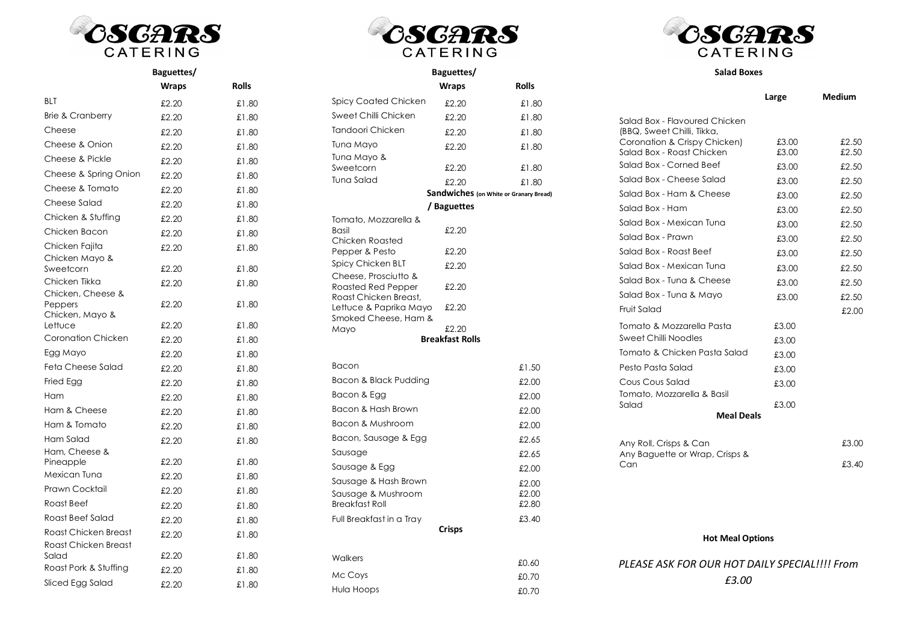# OSCARS CATERING

## Baguettes/

| | Wraps | Rolls |
|---|---|---|
| BLT | £2.20 | £1.80 |
| Brie & Cranberry | £2.20 | £1.80 |
| Cheese | £2.20 | £1.80 |
| Cheese & Onion | £2.20 | £1.80 |
| Cheese & Pickle | £2.20 | £1.80 |
| Cheese & Spring Onion | £2.20 | £1.80 |
| Cheese & Tomato | £2.20 | £1.80 |
| Cheese Salad | £2.20 | £1.80 |
| Chicken & Stuffing | £2.20 | £1.80 |
| Chicken Bacon | £2.20 | £1.80 |
| Chicken Fajita | £2.20 | £1.80 |
| Chicken Mayo & Sweetcorn | £2.20 | £1.80 |
| Chicken Tikka | £2.20 | £1.80 |
| Chicken, Cheese & Peppers | £2.20 | £1.80 |
| Chicken, Mayo & Lettuce | £2.20 | £1.80 |
| Coronation Chicken | £2.20 | £1.80 |
| Egg Mayo | £2.20 | £1.80 |
| Feta Cheese Salad | £2.20 | £1.80 |
| Fried Egg | £2.20 | £1.80 |
| Ham | £2.20 | £1.80 |
| Ham & Cheese | £2.20 | £1.80 |
| Ham & Tomato | £2.20 | £1.80 |
| Ham Salad | £2.20 | £1.80 |
| Ham, Cheese & Pineapple | £2.20 | £1.80 |
| Mexican Tuna | £2.20 | £1.80 |
| Prawn Cocktail | £2.20 | £1.80 |
| Roast Beef | £2.20 | £1.80 |
| Roast Beef Salad | £2.20 | £1.80 |
| Roast Chicken Breast | £2.20 | £1.80 |
| Roast Chicken Breast Salad | £2.20 | £1.80 |
| Roast Pork & Stuffing | £2.20 | £1.80 |
| Sliced Egg Salad | £2.20 | £1.80 |

# OSCARS CATERING

## Baguettes/

| | Wraps | Rolls |
|---|---|---|
| Spicy Coated Chicken | £2.20 | £1.80 |
| Sweet Chilli Chicken | £2.20 | £1.80 |
| Tandoori Chicken | £2.20 | £1.80 |
| Tuna Mayo | £2.20 | £1.80 |
| Tuna Mayo & Sweetcorn | £2.20 | £1.80 |
| Tuna Salad | £2.20 | £1.80 |

## Sandwiches (on White or Granary Bread) / Baguettes

| | |
|---|---|
| Tomato, Mozzarella & Basil | £2.20 |
| Chicken Roasted Pepper & Pesto | £2.20 |
| Spicy Chicken BLT | £2.20 |
| Cheese, Prosciutto & Roasted Red Pepper | £2.20 |
| Roast Chicken Breast, Lettuce & Paprika Mayo | £2.20 |
| Smoked Cheese, Ham & Mayo | £2.20 |

## Breakfast Rolls

| | |
|---|---|
| Bacon | £1.50 |
| Bacon & Black Pudding | £2.00 |
| Bacon & Egg | £2.00 |
| Bacon & Hash Brown | £2.00 |
| Bacon & Mushroom | £2.00 |
| Bacon, Sausage & Egg | £2.65 |
| Sausage | £2.65 |
| Sausage & Egg | £2.00 |
| Sausage & Hash Brown | £2.00 |
| Sausage & Mushroom | £2.00 |
| Breakfast Roll | £2.80 |
| Full Breakfast in a Tray | £3.40 |

## Crisps

| | |
|---|---|
| Walkers | £0.60 |
| Mc Coys | £0.70 |
| Hula Hoops | £0.70 |

# OSCARS CATERING

## Salad Boxes

| | Large | Medium |
|---|---|---|
| Salad Box - Flavoured Chicken (BBQ, Sweet Chilli, Tikka, Coronation & Crispy Chicken) | £3.00 | £2.50 |
| Salad Box - Roast Chicken | £3.00 | £2.50 |
| Salad Box - Corned Beef | £3.00 | £2.50 |
| Salad Box - Cheese Salad | £3.00 | £2.50 |
| Salad Box - Ham & Cheese | £3.00 | £2.50 |
| Salad Box - Ham | £3.00 | £2.50 |
| Salad Box - Mexican Tuna | £3.00 | £2.50 |
| Salad Box - Prawn | £3.00 | £2.50 |
| Salad Box - Roast Beef | £3.00 | £2.50 |
| Salad Box - Mexican Tuna | £3.00 | £2.50 |
| Salad Box - Tuna & Cheese | £3.00 | £2.50 |
| Salad Box - Tuna & Mayo | £3.00 | £2.50 |
| Fruit Salad | | £2.00 |
| Tomato & Mozzarella Pasta | £3.00 | |
| Sweet Chilli Noodles | £3.00 | |
| Tomato & Chicken Pasta Salad | £3.00 | |
| Pesto Pasta Salad | £3.00 | |
| Cous Cous Salad | £3.00 | |
| Tomato, Mozzarella & Basil Salad | £3.00 | |

## Meal Deals

| | |
|---|---|
| Any Roll, Crisps & Can | £3.00 |
| Any Baguette or Wrap, Crisps & Can | £3.40 |

## Hot Meal Options

*PLEASE ASK FOR OUR HOT DAILY SPECIAL!!!! From £3.00*